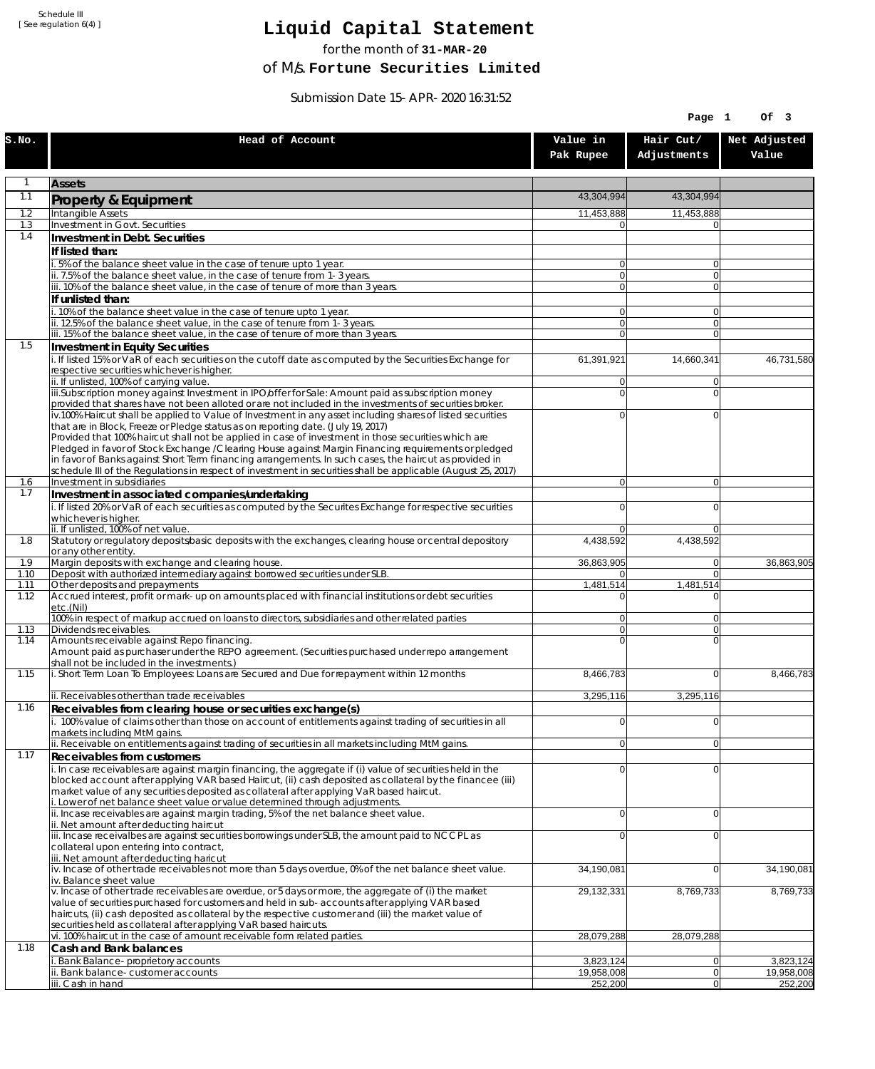Schedule III
[ See regulation 6(4) ]

# Liquid Capital Statement

for the month of **31-MAR-20**

of M/s. **Fortune Securities Limited**

Submission Date 15-APR-2020 16:31:52

| S.No. | Head of Account | Value in Pak Rupee | Hair Cut/ Adjustments | Net Adjusted Value |
|---|---|---|---|---|
| 1 | **Assets** | | | |
| 1.1 | **Property & Equipment** | 43,304,994 | 43,304,994 | |
| 1.2 | Intangible Assets | 11,453,888 | 11,453,888 | |
| 1.3 | Investment in Govt. Securities | 0 | 0 | |
| 1.4 | **Investment in Debt. Securities** | | | |
| | **If listed than:** | | | |
| | i. 5% of the balance sheet value in the case of tenure upto 1 year. | 0 | 0 | |
| | ii. 7.5% of the balance sheet value, in the case of tenure from 1-3 years. | 0 | 0 | |
| | iii. 10% of the balance sheet value, in the case of tenure of more than 3 years. | 0 | 0 | |
| | **If unlisted than:** | | | |
| | i. 10% of the balance sheet value in the case of tenure upto 1 year. | 0 | 0 | |
| | ii. 12.5% of the balance sheet value, in the case of tenure from 1-3 years. | 0 | 0 | |
| | iii. 15% of the balance sheet value, in the case of tenure of more than 3 years. | 0 | 0 | |
| 1.5 | **Investment in Equity Securities** | | | |
| | i. If listed 15% or VaR of each securities on the cutoff date as computed by the Securities Exchange for respective securities whichever is higher. | 61,391,921 | 14,660,341 | 46,731,580 |
| | ii. If unlisted, 100% of carrying value. | 0 | 0 | |
| | iii.Subscription money against Investment in IPO/offer for Sale: Amount paid as subscription money provided that shares have not been alloted or are not included in the investments of securities broker. | 0 | 0 | |
| | iv.100% Haircut shall be applied to Value of Investment in any asset including shares of listed securities that are in Block, Freeze or Pledge status as on reporting date. (July 19, 2017) Provided that 100% haircut shall not be applied in case of investment in those securities which are Pledged in favor of Stock Exchange / Clearing House against Margin Financing requirements or pledged in favor of Banks against Short Term financing arrangements. In such cases, the haircut as provided in schedule III of the Regulations in respect of investment in securities shall be applicable (August 25, 2017) | 0 | 0 | |
| 1.6 | Investment in subsidiaries | 0 | 0 | |
| 1.7 | **Investment in associated companies/undertaking** | | | |
| | i. If listed 20% or VaR of each securities as computed by the Securites Exchange for respective securities whichever is higher. | 0 | 0 | |
| | ii. If unlisted, 100% of net value. | 0 | 0 | |
| 1.8 | Statutory or regulatory deposits/basic deposits with the exchanges, clearing house or central depository or any other entity. | 4,438,592 | 4,438,592 | |
| 1.9 | Margin deposits with exchange and clearing house. | 36,863,905 | 0 | 36,863,905 |
| 1.10 | Deposit with authorized intermediary against borrowed securities under SLB. | 0 | 0 | |
| 1.11 | Other deposits and prepayments | 1,481,514 | 1,481,514 | |
| 1.12 | Accrued interest, profit or mark-up on amounts placed with financial institutions or debt securities etc.(Nil) | 0 | 0 | |
| | 100% in respect of markup accrued on loans to directors, subsidiaries and other related parties | 0 | 0 | |
| 1.13 | Dividends receivables. | 0 | 0 | |
| 1.14 | Amounts receivable against Repo financing. Amount paid as purchaser under the REPO agreement. (Securities purchased under repo arrangement shall not be included in the investments.) | 0 | 0 | |
| 1.15 | i. Short Term Loan To Employees: Loans are Secured and Due for repayment within 12 months | 8,466,783 | 0 | 8,466,783 |
| | ii. Receivables other than trade receivables | 3,295,116 | 3,295,116 | |
| 1.16 | **Receivables from clearing house or securities exchange(s)** | | | |
| | i. 100% value of claims other than those on account of entitlements against trading of securities in all markets including MtM gains. | 0 | 0 | |
| | ii. Receivable on entitlements against trading of securities in all markets including MtM gains. | 0 | 0 | |
| 1.17 | **Receivables from customers** | | | |
| | i. In case receivables are against margin financing, the aggregate if (i) value of securities held in the blocked account after applying VAR based Haircut, (ii) cash deposited as collateral by the financee (iii) market value of any securities deposited as collateral after applying VaR based haircut. i. Lower of net balance sheet value or value determined through adjustments. | 0 | 0 | |
| | ii. Incase receivables are against margin trading, 5% of the net balance sheet value. ii. Net amount after deducting haircut | 0 | 0 | |
| | iii. Incase receivalbes are against securities borrowings under SLB, the amount paid to NCCPL as collateral upon entering into contract, iii. Net amount after deducting haricut | 0 | 0 | |
| | iv. Incase of other trade receivables not more than 5 days overdue, 0% of the net balance sheet value. iv. Balance sheet value | 34,190,081 | 0 | 34,190,081 |
| | v. Incase of other trade receivables are overdue, or 5 days or more, the aggregate of (i) the market value of securities purchased for customers and held in sub-accounts after applying VAR based haircuts, (ii) cash deposited as collateral by the respective customer and (iii) the market value of securities held as collateral after applying VaR based haircuts. | 29,132,331 | 8,769,733 | 8,769,733 |
| | vi. 100% haircut in the case of amount receivable form related parties. | 28,079,288 | 28,079,288 | |
| 1.18 | **Cash and Bank balances** | | | |
| | i. Bank Balance-proprietory accounts | 3,823,124 | 0 | 3,823,124 |
| | ii. Bank balance-customer accounts | 19,958,008 | 0 | 19,958,008 |
| | iii. Cash in hand | 252,200 | 0 | 252,200 |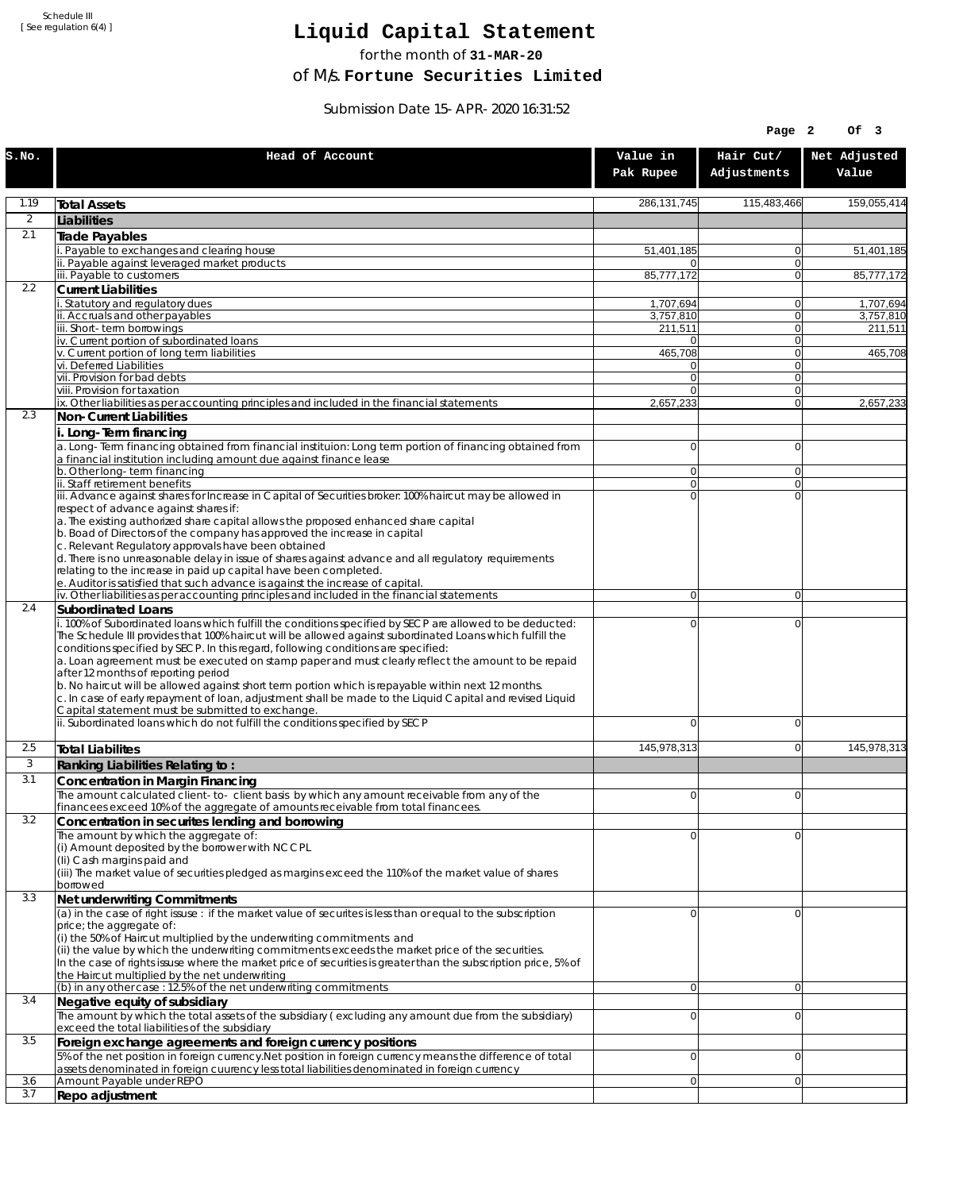Schedule III
[ See regulation 6(4) ]

# Liquid Capital Statement

for the month of **31-MAR-20**

of M/s. **Fortune Securities Limited**

Submission Date 15-APR-2020 16:31:52

| S.No. | Head of Account | Value in Pak Rupee | Hair Cut/ Adjustments | Net Adjusted Value |
|---|---|---|---|---|
| 1.19 | **Total Assets** | 286,131,745 | 115,483,466 | 159,055,414 |
| 2 | **Liabilities** | | | |
| 2.1 | **Trade Payables** | | | |
| | i. Payable to exchanges and clearing house | 51,401,185 | 0 | 51,401,185 |
| | ii. Payable against leveraged market products | 0 | 0 | |
| | iii. Payable to customers | 85,777,172 | 0 | 85,777,172 |
| 2.2 | **Current Liabilities** | | | |
| | i. Statutory and regulatory dues | 1,707,694 | 0 | 1,707,694 |
| | ii. Accruals and other payables | 3,757,810 | 0 | 3,757,810 |
| | iii. Short-term borrowings | 211,511 | 0 | 211,511 |
| | iv. Current portion of subordinated loans | 0 | 0 | |
| | v. Current portion of long term liabilities | 465,708 | 0 | 465,708 |
| | vi. Deferred Liabilities | 0 | 0 | |
| | vii. Provision for bad debts | 0 | 0 | |
| | viii. Provision for taxation | 0 | 0 | |
| | ix. Other liabilities as per accounting principles and included in the financial statements | 2,657,233 | 0 | 2,657,233 |
| 2.3 | **Non-Current Liabilities** | | | |
| | **i. Long-Term financing** | | | |
| | a. Long-Term financing obtained from financial instituion: Long term portion of financing obtained from a financial institution including amount due against finance lease | 0 | 0 | |
| | b. Other long-term financing | 0 | 0 | |
| | ii. Staff retirement benefits | 0 | 0 | |
| | iii. Advance against shares for Increase in Capital of Securities broker: 100% haircut may be allowed in respect of advance against shares if:<br>a. The existing authorized share capital allows the proposed enhanced share capital<br>b. Boad of Directors of the company has approved the increase in capital<br>c. Relevant Regulatory approvals have been obtained<br>d. There is no unreasonable delay in issue of shares against advance and all regulatory requirements relating to the increase in paid up capital have been completed.<br>e. Auditor is satisfied that such advance is against the increase of capital. | 0 | 0 | |
| | iv. Other liabilities as per accounting principles and included in the financial statements | 0 | 0 | |
| 2.4 | **Subordinated Loans** | | | |
| | i. 100% of Subordinated loans which fulfill the conditions specified by SECP are allowed to be deducted: The Schedule III provides that 100% haircut will be allowed against subordinated Loans which fulfill the conditions specified by SECP. In this regard, following conditions are specified:<br>a. Loan agreement must be executed on stamp paper and must clearly reflect the amount to be repaid after 12 months of reporting period<br>b. No haircut will be allowed against short term portion which is repayable within next 12 months.<br>c. In case of early repayment of loan, adjustment shall be made to the Liquid Capital and revised Liquid Capital statement must be submitted to exchange. | 0 | 0 | |
| | ii. Subordinated loans which do not fulfill the conditions specified by SECP | 0 | 0 | |
| 2.5 | **Total Liabilites** | 145,978,313 | 0 | 145,978,313 |
| 3 | **Ranking Liabilities Relating to :** | | | |
| 3.1 | **Concentration in Margin Financing** | | | |
| | The amount calculated client-to- client basis by which any amount receivable from any of the financees exceed 10% of the aggregate of amounts receivable from total financees. | 0 | 0 | |
| 3.2 | **Concentration in securites lending and borrowing** | | | |
| | The amount by which the aggregate of:<br>(i) Amount deposited by the borrower with NCCPL<br>(Ii) Cash margins paid and<br>(iii) The market value of securities pledged as margins exceed the 110% of the market value of shares borrowed | 0 | 0 | |
| 3.3 | **Net underwriting Commitments** | | | |
| | (a) in the case of right issuse : if the market value of securites is less than or equal to the subscription price; the aggregate of:<br>(i) the 50% of Haircut multiplied by the underwriting commitments and<br>(ii) the value by which the underwriting commitments exceeds the market price of the securities.<br>In the case of rights issuse where the market price of securities is greater than the subscription price, 5% of the Haircut multiplied by the net underwriting | 0 | 0 | |
| | (b) in any other case : 12.5% of the net underwriting commitments | 0 | 0 | |
| 3.4 | **Negative equity of subsidiary** | | | |
| | The amount by which the total assets of the subsidiary ( excluding any amount due from the subsidiary) exceed the total liabilities of the subsidiary | 0 | 0 | |
| 3.5 | **Foreign exchange agreements and foreign currency positions** | | | |
| | 5% of the net position in foreign currency.Net position in foreign currency means the difference of total assets denominated in foreign cuurency less total liabilities denominated in foreign currency | 0 | 0 | |
| 3.6 | Amount Payable under REPO | 0 | 0 | |
| 3.7 | **Repo adjustment** | | | |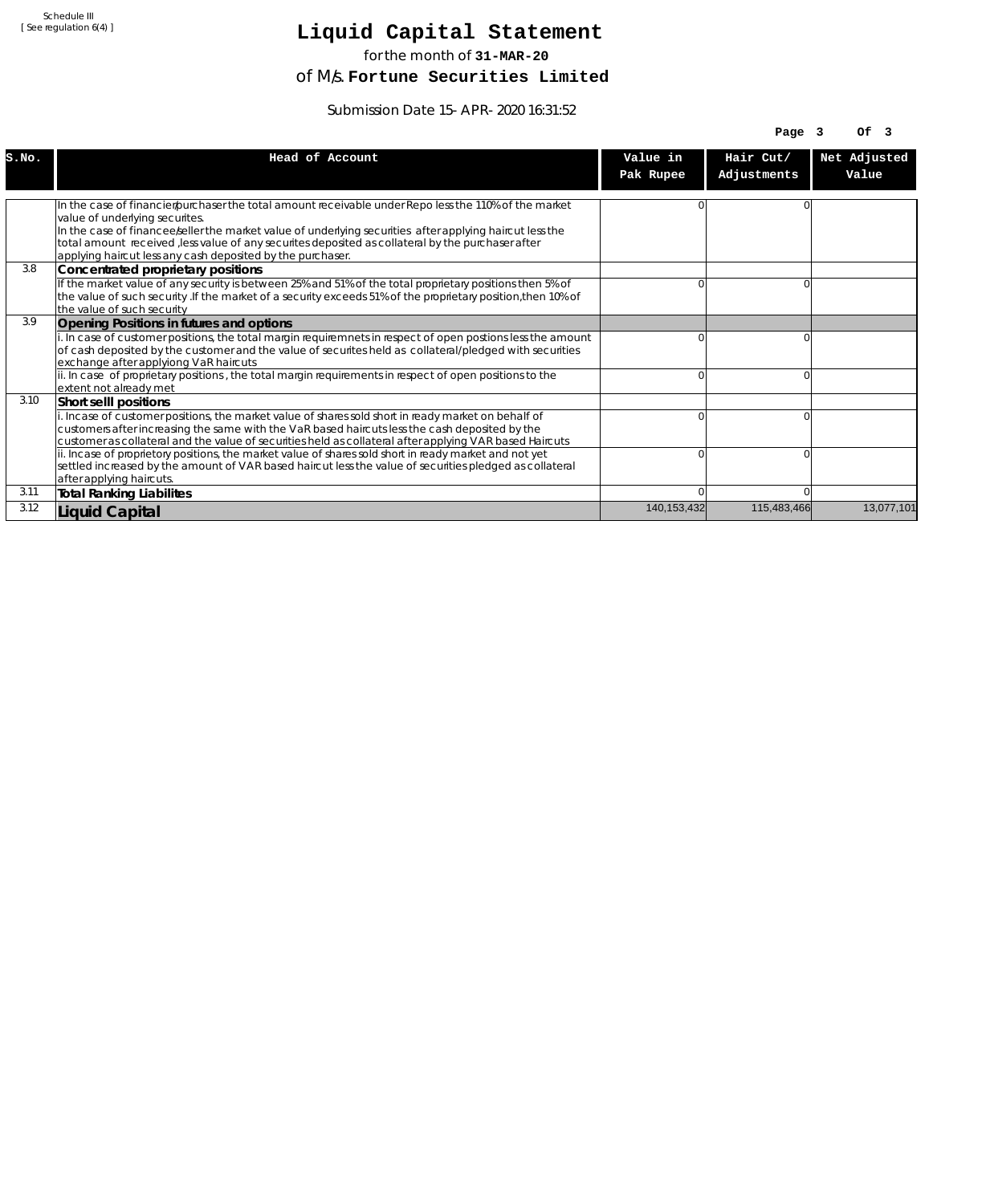Schedule III
[ See regulation 6(4) ]

# Liquid Capital Statement

for the month of **31-MAR-20**

of M/s. **Fortune Securities Limited**

Submission Date 15-APR-2020 16:31:52

| S.No. | Head of Account | Value in Pak Rupee | Hair Cut/ Adjustments | Net Adjusted Value |
|---|---|---|---|---|
| | In the case of financier/purchaser the total amount receivable under Repo less the 110% of the market value of underlying securities.<br>In the case of financee/seller the market value of underlying securities after applying haircut less the total amount received ,less value of any securites deposited as collateral by the purchaser after applying haircut less any cash deposited by the purchaser. | 0 | 0 | |
| 3.8 | **Concentrated proprietary positions** | | | |
| | If the market value of any security is between 25% and 51% of the total proprietary positions then 5% of the value of such security .If the market of a security exceeds 51% of the proprietary position,then 10% of the value of such security | 0 | 0 | |
| 3.9 | **Opening Positions in futures and options** | | | |
| | i. In case of customer positions, the total margin requiremnets in respect of open postions less the amount of cash deposited by the customer and the value of securites held as collateral/pledged with securities exchange after applyiong VaR haircuts | 0 | 0 | |
| | ii. In case of proprietary positions , the total margin requirements in respect of open positions to the extent not already met | 0 | 0 | |
| 3.10 | **Short selll positions** | | | |
| | i. Incase of customer positions, the market value of shares sold short in ready market on behalf of customers after increasing the same with the VaR based haircuts less the cash deposited by the customer as collateral and the value of securities held as collateral after applying VAR based Haircuts | 0 | 0 | |
| | ii. Incase of proprietory positions, the market value of shares sold short in ready market and not yet settled increased by the amount of VAR based haircut less the value of securities pledged as collateral after applying haircuts. | 0 | 0 | |
| 3.11 | **Total Ranking Liabilites** | 0 | 0 | |
| 3.12 | **Liquid Capital** | 140,153,432 | 115,483,466 | 13,077,101 |